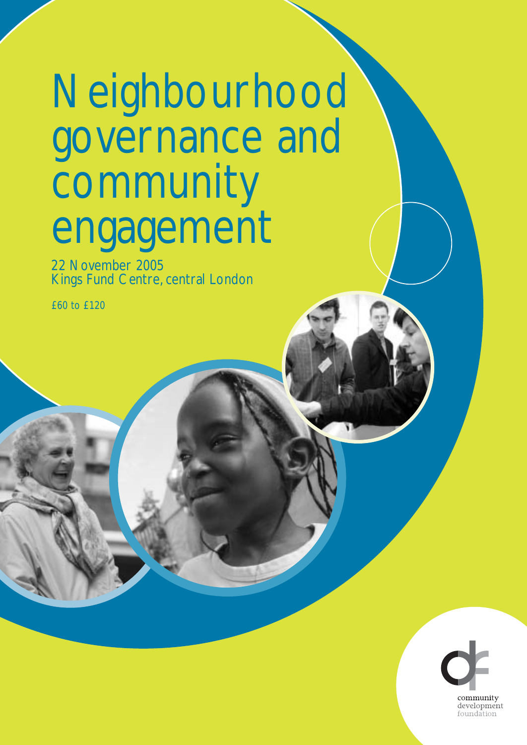# Neighbourhood governance and community engagement

22 November 2005
Kings Fund Centre, central London

£60 to £120

community
development
foundation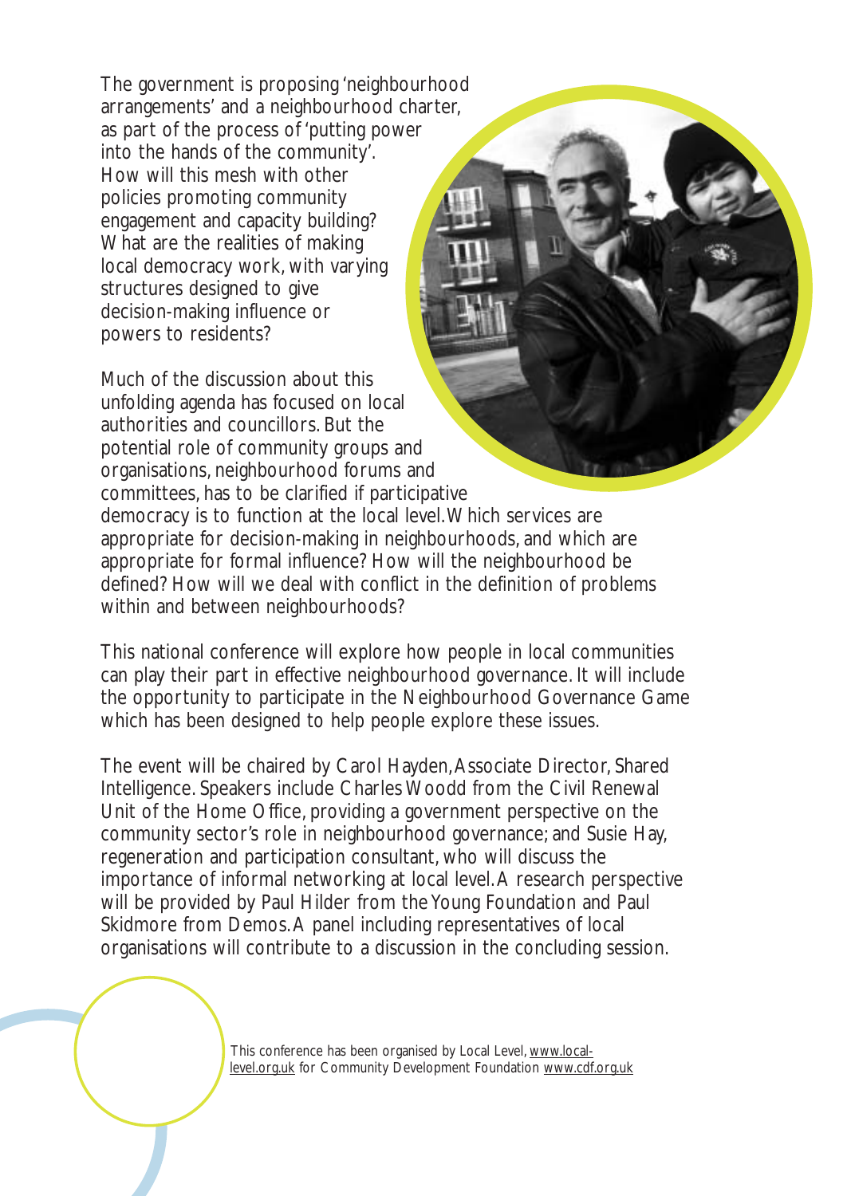The government is proposing 'neighbourhood arrangements' and a neighbourhood charter, as part of the process of 'putting power into the hands of the community'. How will this mesh with other policies promoting community engagement and capacity building? What are the realities of making local democracy work, with varying structures designed to give decision-making influence or powers to residents?

Much of the discussion about this unfolding agenda has focused on local authorities and councillors. But the potential role of community groups and organisations, neighbourhood forums and committees, has to be clarified if participative democracy is to function at the local level. Which services are appropriate for decision-making in neighbourhoods, and which are appropriate for formal influence? How will the neighbourhood be defined? How will we deal with conflict in the definition of problems within and between neighbourhoods?

This national conference will explore how people in local communities can play their part in effective neighbourhood governance. It will include the opportunity to participate in the Neighbourhood Governance Game which has been designed to help people explore these issues.

The event will be chaired by Carol Hayden, Associate Director, Shared Intelligence. Speakers include Charles Woodd from the Civil Renewal Unit of the Home Office, providing a government perspective on the community sector's role in neighbourhood governance; and Susie Hay, regeneration and participation consultant, who will discuss the importance of informal networking at local level. A research perspective will be provided by Paul Hilder from the Young Foundation and Paul Skidmore from Demos. A panel including representatives of local organisations will contribute to a discussion in the concluding session.

This conference has been organised by Local Level, www.local-level.org.uk for Community Development Foundation www.cdf.org.uk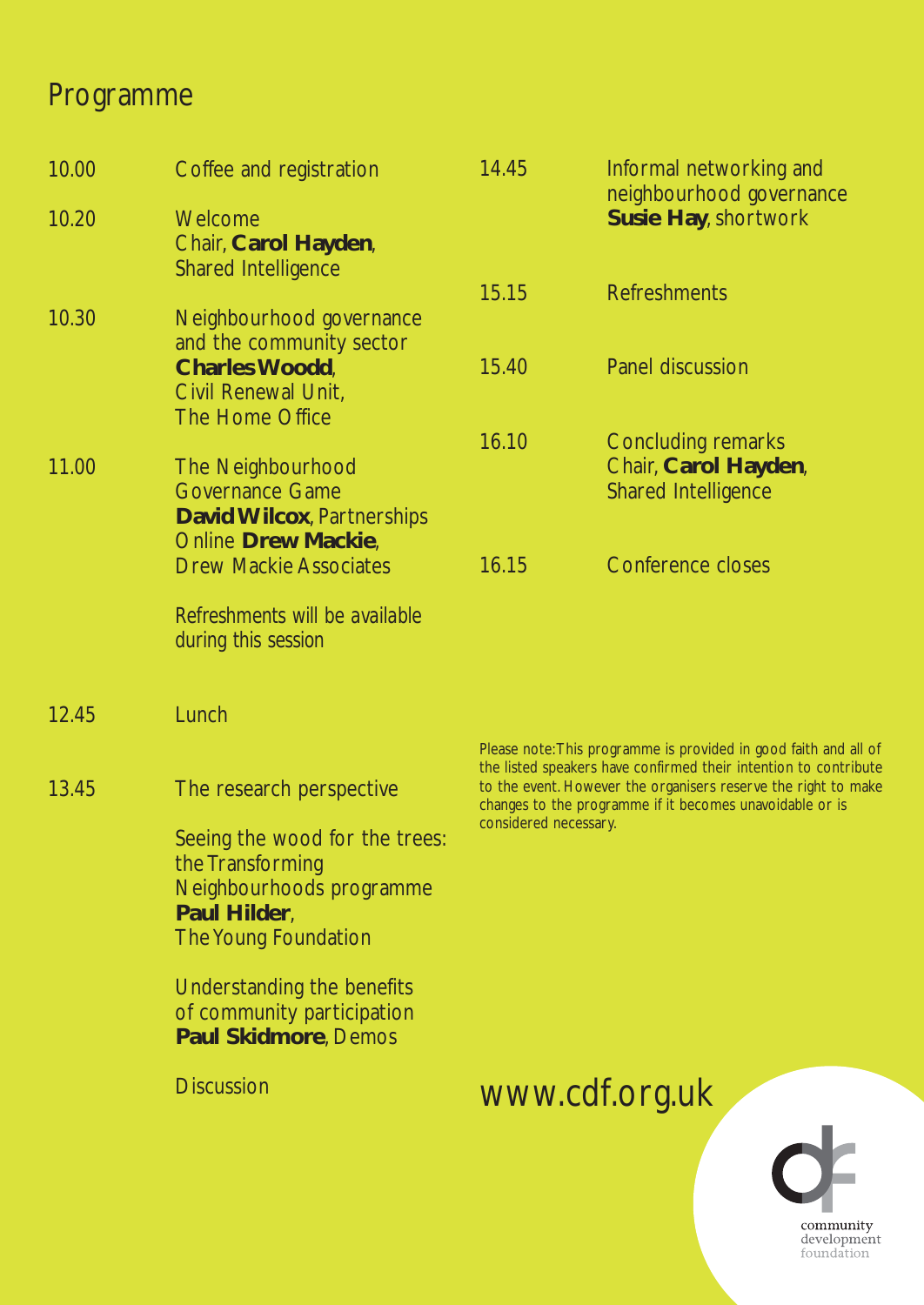## Programme

| Time | Session |
|---|---|
| 10.00 | Coffee and registration |
| 10.20 | Welcome<br>Chair, **Carol Hayden**, Shared Intelligence |
| 10.30 | Neighbourhood governance and the community sector<br>**Charles Woodd**, Civil Renewal Unit, The Home Office |
| 11.00 | The Neighbourhood Governance Game<br>**David Wilcox**, Partnerships Online **Drew Mackie**, Drew Mackie Associates<br><br>Refreshments will be available during this session |
| 12.45 | Lunch |
| 13.45 | The research perspective<br><br>Seeing the wood for the trees: the Transforming Neighbourhoods programme<br>**Paul Hilder**, The Young Foundation<br><br>Understanding the benefits of community participation<br>**Paul Skidmore**, Demos<br><br>Discussion |
| 14.45 | Informal networking and neighbourhood governance<br>**Susie Hay**, shortwork |
| 15.15 | Refreshments |
| 15.40 | Panel discussion |
| 16.10 | Concluding remarks<br>Chair, **Carol Hayden**, Shared Intelligence |
| 16.15 | Conference closes |

Please note: This programme is provided in good faith and all of the listed speakers have confirmed their intention to contribute to the event. However the organisers reserve the right to make changes to the programme if it becomes unavoidable or is considered necessary.

www.cdf.org.uk

community development foundation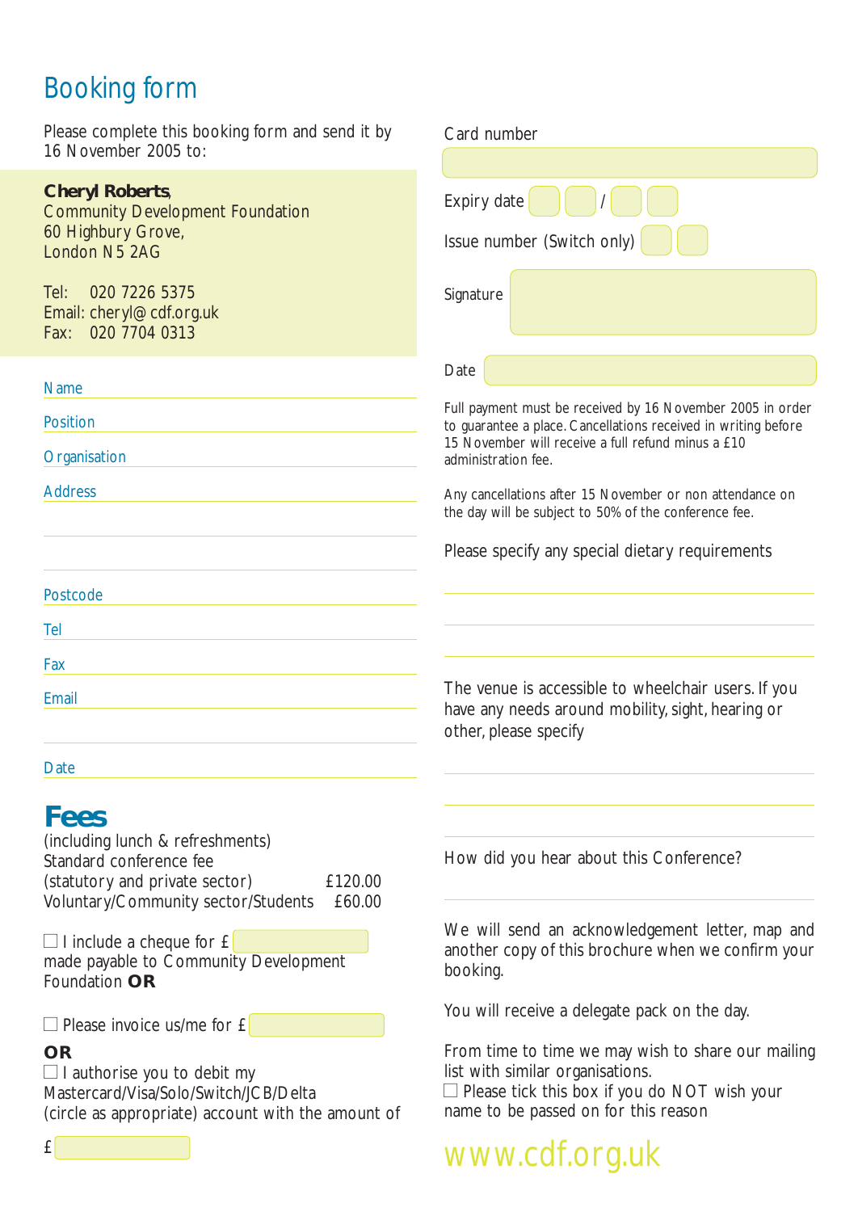# Booking form

Please complete this booking form and send it by 16 November 2005 to:

**Cheryl Roberts**,
Community Development Foundation
60 Highbury Grove,
London N5 2AG

Tel: 020 7226 5375
Email: cheryl@cdf.org.uk
Fax: 020 7704 0313

Name

Position

Organisation

Address

Postcode

Tel

Fax

Email

Date

## Fees

(including lunch & refreshments)

| | |
|---|---|
| Standard conference fee (statutory and private sector) | £120.00 |
| Voluntary/Community sector/Students | £60.00 |

☐ I include a cheque for £ ______ made payable to Community Development Foundation **OR**

☐ Please invoice us/me for £ ______

**OR**

☐ I authorise you to debit my Mastercard/Visa/Solo/Switch/JCB/Delta (circle as appropriate) account with the amount of

£ ______

Card number

Expiry date __ __ / __ __

Issue number (Switch only) __ __

Signature

Date

Full payment must be received by 16 November 2005 in order to guarantee a place. Cancellations received in writing before 15 November will receive a full refund minus a £10 administration fee.

Any cancellations after 15 November or non attendance on the day will be subject to 50% of the conference fee.

Please specify any special dietary requirements

The venue is accessible to wheelchair users. If you have any needs around mobility, sight, hearing or other, please specify

How did you hear about this Conference?

We will send an acknowledgement letter, map and another copy of this brochure when we confirm your booking.

You will receive a delegate pack on the day.

From time to time we may wish to share our mailing list with similar organisations.

☐ Please tick this box if you do NOT wish your name to be passed on for this reason

www.cdf.org.uk